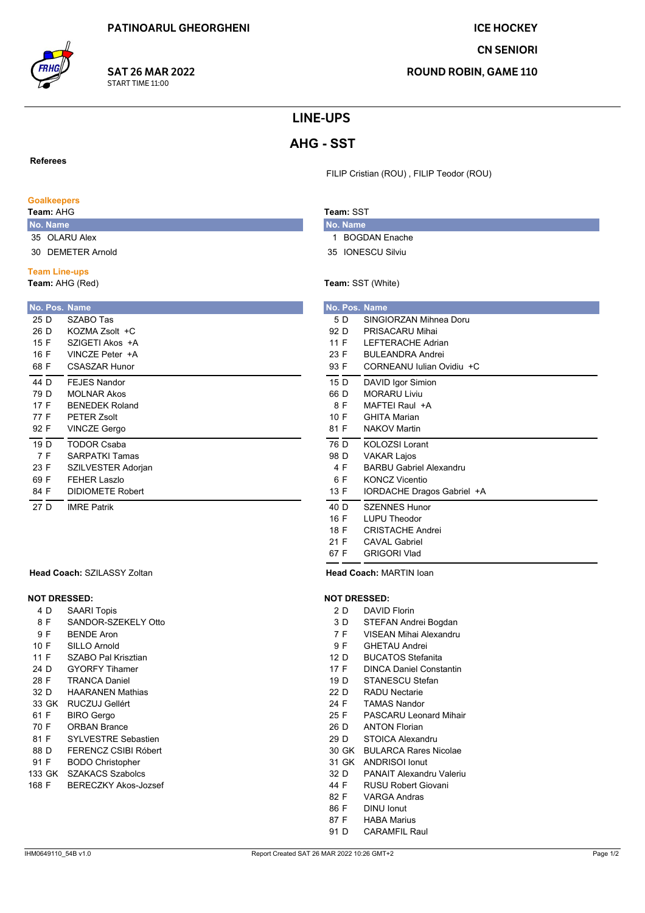PATINOARUL GHEORGHENI

**SAT 26 MAR 2022**
START TIME 11:00

**ICE HOCKEY**
**CN SENIORI**
**ROUND ROBIN, GAME 110**

# LINE-UPS

## AHG - SST

**Referees**

FILIP Cristian (ROU) , FILIP Teodor (ROU)

### Goalkeepers

**Team:** AHG

| No. | Name |
|---|---|
| 35 | OLARU Alex |
| 30 | DEMETER Arnold |

**Team:** SST

| No. | Name |
|---|---|
| 1 | BOGDAN Enache |
| 35 | IONESCU Silviu |

### Team Line-ups

**Team:** AHG (Red)

| No. | Pos. | Name |
|---|---|---|
| 25 | D | SZABO Tas |
| 26 | D | KOZMA Zsolt +C |
| 15 | F | SZIGETI Akos +A |
| 16 | F | VINCZE Peter +A |
| 68 | F | CSASZAR Hunor |
| 44 | D | FEJES Nandor |
| 79 | D | MOLNAR Akos |
| 17 | F | BENEDEK Roland |
| 77 | F | PETER Zsolt |
| 92 | F | VINCZE Gergo |
| 19 | D | TODOR Csaba |
| 7 | F | SARPATKI Tamas |
| 23 | F | SZILVESTER Adorjan |
| 69 | F | FEHER Laszlo |
| 84 | F | DIDIOMETE Robert |
| 27 | D | IMRE Patrik |

**Head Coach:** SZILASSY Zoltan

**Team:** SST (White)

| No. | Pos. | Name |
|---|---|---|
| 5 | D | SINGIORZAN Mihnea Doru |
| 92 | D | PRISACARU Mihai |
| 11 | F | LEFTERACHE Adrian |
| 23 | F | BULEANDRA Andrei |
| 93 | F | CORNEANU Iulian Ovidiu +C |
| 15 | D | DAVID Igor Simion |
| 66 | D | MORARU Liviu |
| 8 | F | MAFTEI Raul +A |
| 10 | F | GHITA Marian |
| 81 | F | NAKOV Martin |
| 76 | D | KOLOZSI Lorant |
| 98 | D | VAKAR Lajos |
| 4 | F | BARBU Gabriel Alexandru |
| 6 | F | KONCZ Vicentio |
| 13 | F | IORDACHE Dragos Gabriel +A |
| 40 | D | SZENNES Hunor |
| 16 | F | LUPU Theodor |
| 18 | F | CRISTACHE Andrei |
| 21 | F | CAVAL Gabriel |
| 67 | F | GRIGORI Vlad |

**Head Coach:** MARTIN Ioan

### NOT DRESSED:

**AHG**

| No. | Pos. | Name |
|---|---|---|
| 4 | D | SAARI Topis |
| 8 | F | SANDOR-SZEKELY Otto |
| 9 | F | BENDE Aron |
| 10 | F | SILLO Arnold |
| 11 | F | SZABO Pal Krisztian |
| 24 | D | GYORFY Tihamer |
| 28 | F | TRANCA Daniel |
| 32 | D | HAARANEN Mathias |
| 33 | GK | RUCZUJ Gellért |
| 61 | F | BIRO Gergo |
| 70 | F | ORBAN Brance |
| 81 | F | SYLVESTRE Sebastien |
| 88 | D | FERENCZ CSIBI Róbert |
| 91 | F | BODO Christopher |
| 133 | GK | SZAKACS Szabolcs |
| 168 | F | BERECZKY Akos-Jozsef |

**SST**

| No. | Pos. | Name |
|---|---|---|
| 2 | D | DAVID Florin |
| 3 | D | STEFAN Andrei Bogdan |
| 7 | F | VISEAN Mihai Alexandru |
| 9 | F | GHETAU Andrei |
| 12 | D | BUCATOS Stefanita |
| 17 | F | DINCA Daniel Constantin |
| 19 | D | STANESCU Stefan |
| 22 | D | RADU Nectarie |
| 24 | F | TAMAS Nandor |
| 25 | F | PASCARU Leonard Mihair |
| 26 | D | ANTON Florian |
| 29 | D | STOICA Alexandru |
| 30 | GK | BULARCA Rares Nicolae |
| 31 | GK | ANDRISOI Ionut |
| 32 | D | PANAIT Alexandru Valeriu |
| 44 | F | RUSU Robert Giovani |
| 82 | F | VARGA Andras |
| 86 | F | DINU Ionut |
| 87 | F | HABA Marius |
| 91 | D | CARAMFIL Raul |

IHM0649110_54B v1.0 — Report Created SAT 26 MAR 2022 10:26 GMT+2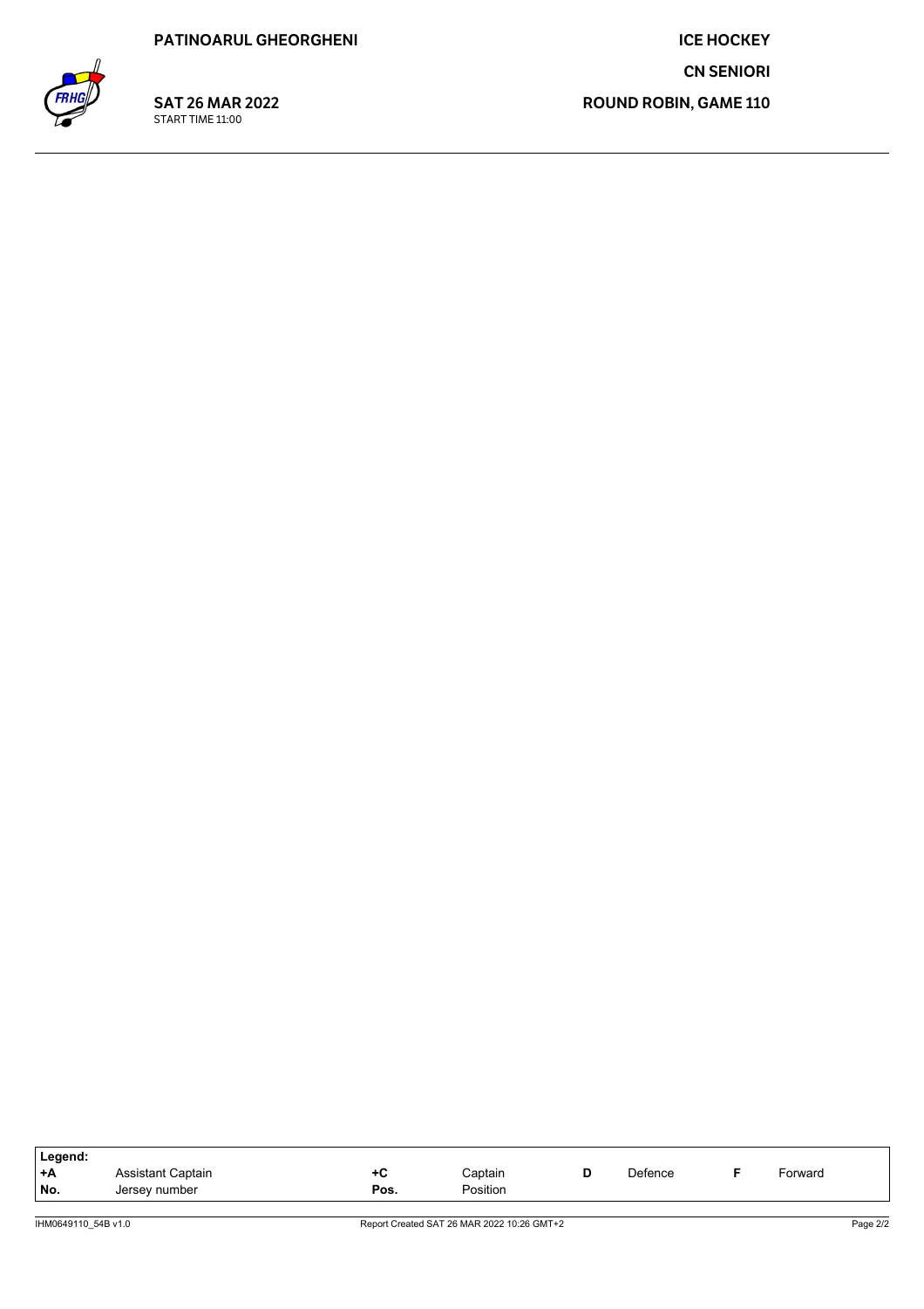PATINOARUL GHEORGHENI

ICE HOCKEY

CN SENIORI

SAT 26 MAR 2022
START TIME 11:00

ROUND ROBIN, GAME 110

| Legend: | | | | | | | |
|---|---|---|---|---|---|---|---|
| +A | Assistant Captain | +C | Captain | D | Defence | F | Forward |
| No. | Jersey number | Pos. | Position | | | | |

IHM0649110_54B v1.0

Report Created SAT 26 MAR 2022 10:26 GMT+2